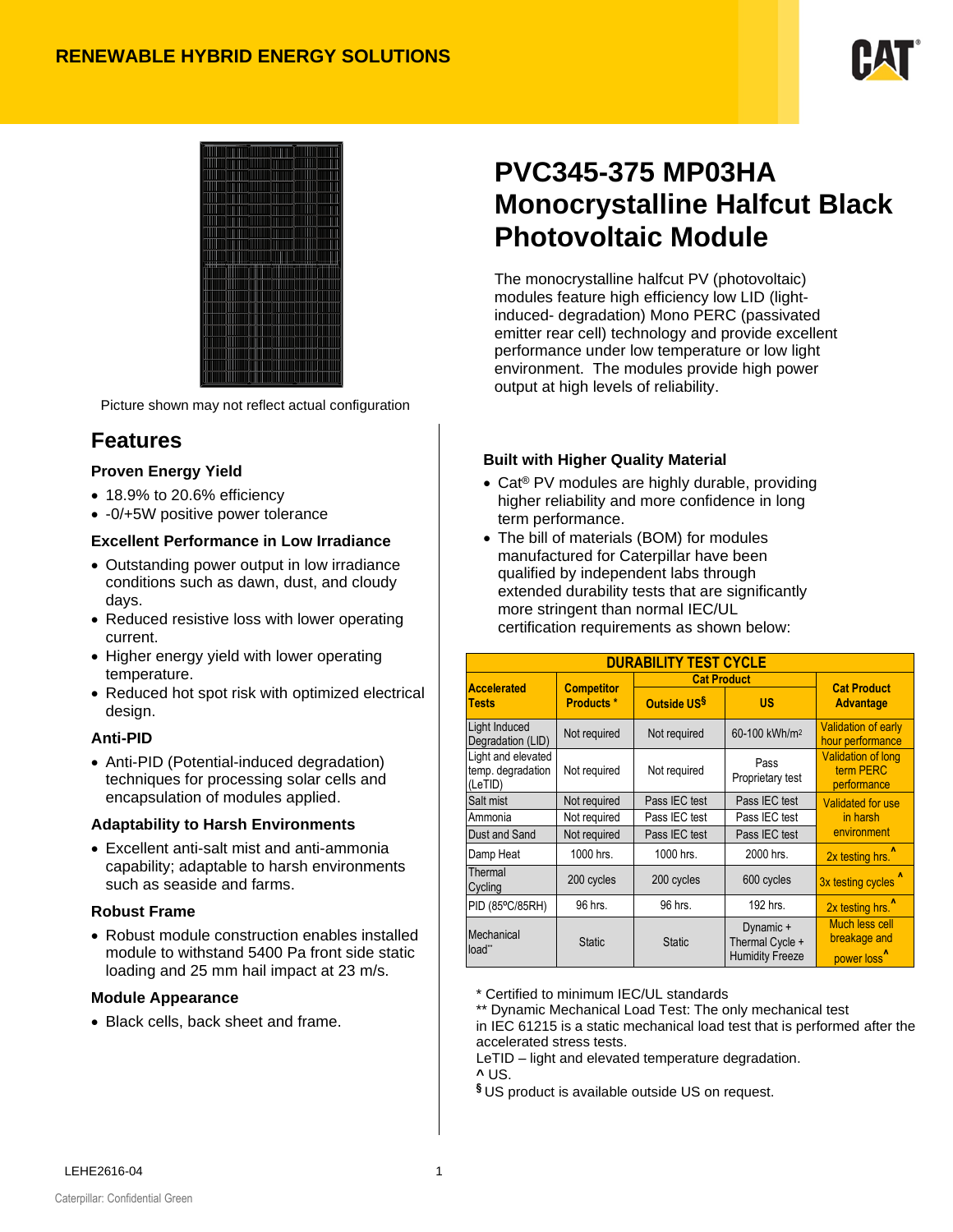RENEWABLE HYBRID ENERGY SOLUTIONS

# PVC345-375 MP03HA Monocrystalline Halfcut Black Photovoltaic Module

Picture shown may not reflect actual configuration

The monocrystalline halfcut PV (photovoltaic) modules feature high efficiency low LID (light-induced- degradation) Mono PERC (passivated emitter rear cell) technology and provide excellent performance under low temperature or low light environment. The modules provide high power output at high levels of reliability.

## Features

### Proven Energy Yield

- 18.9% to 20.6% efficiency
- -0/+5W positive power tolerance

### Excellent Performance in Low Irradiance

- Outstanding power output in low irradiance conditions such as dawn, dust, and cloudy days.
- Reduced resistive loss with lower operating current.
- Higher energy yield with lower operating temperature.
- Reduced hot spot risk with optimized electrical design.

### Anti-PID

- Anti-PID (Potential-induced degradation) techniques for processing solar cells and encapsulation of modules applied.

### Adaptability to Harsh Environments

- Excellent anti-salt mist and anti-ammonia capability; adaptable to harsh environments such as seaside and farms.

### Robust Frame

- Robust module construction enables installed module to withstand 5400 Pa front side static loading and 25 mm hail impact at 23 m/s.

### Module Appearance

- Black cells, back sheet and frame.

### Built with Higher Quality Material

- Cat® PV modules are highly durable, providing higher reliability and more confidence in long term performance.
- The bill of materials (BOM) for modules manufactured for Caterpillar have been qualified by independent labs through extended durability tests that are significantly more stringent than normal IEC/UL certification requirements as shown below:

| DURABILITY TEST CYCLE | | | | |
|---|---|---|---|---|
| Accelerated Tests | Competitor Products * | Cat Product | | Cat Product Advantage |
| | | Outside US§ | US | |
| Light Induced Degradation (LID) | Not required | Not required | 60-100 kWh/m² | Validation of early hour performance |
| Light and elevated temp. degradation (LeTID) | Not required | Not required | Pass Proprietary test | Validation of long term PERC performance |
| Salt mist | Not required | Pass IEC test | Pass IEC test | Validated for use in harsh environment |
| Ammonia | Not required | Pass IEC test | Pass IEC test | |
| Dust and Sand | Not required | Pass IEC test | Pass IEC test | |
| Damp Heat | 1000 hrs. | 1000 hrs. | 2000 hrs. | 2x testing hrs.^ |
| Thermal Cycling | 200 cycles | 200 cycles | 600 cycles | 3x testing cycles^ |
| PID (85ºC/85RH) | 96 hrs. | 96 hrs. | 192 hrs. | 2x testing hrs.^ |
| Mechanical load** | Static | Static | Dynamic + Thermal Cycle + Humidity Freeze | Much less cell breakage and power loss^ |

\* Certified to minimum IEC/UL standards
\** Dynamic Mechanical Load Test: The only mechanical test in IEC 61215 is a static mechanical load test that is performed after the accelerated stress tests.
LeTID – light and elevated temperature degradation.
^ US.
§ US product is available outside US on request.

LEHE2616-04

Caterpillar: Confidential Green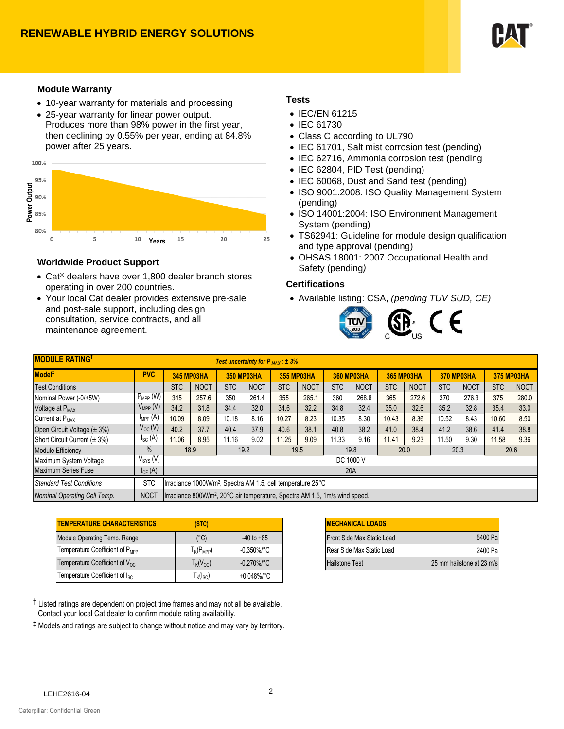## RENEWABLE HYBRID ENERGY SOLUTIONS

### Module Warranty

- 10-year warranty for materials and processing
- 25-year warranty for linear power output. Produces more than 98% power in the first year, then declining by 0.55% per year, ending at 84.8% power after 25 years.

### Worldwide Product Support

- Cat® dealers have over 1,800 dealer branch stores operating in over 200 countries.
- Your local Cat dealer provides extensive pre-sale and post-sale support, including design consultation, service contracts, and all maintenance agreement.

### Tests

- IEC/EN 61215
- IEC 61730
- Class C according to UL790
- IEC 61701, Salt mist corrosion test (pending)
- IEC 62716, Ammonia corrosion test (pending
- IEC 62804, PID Test (pending)
- IEC 60068, Dust and Sand test (pending)
- ISO 9001:2008: ISO Quality Management System (pending)
- ISO 14001:2004: ISO Environment Management System (pending)
- TS62941: Guideline for module design qualification and type approval (pending)
- OHSAS 18001: 2007 Occupational Health and Safety (pending*)*

### Certifications

- Available listing: CSA, *(pending TUV SUD, CE)*

| MODULE RATING† | | *Test uncertainty for $P_{MAX}$ : ± 3%* | | | | | | | | | | | | | |
|---|---|---|---|---|---|---|---|---|---|---|---|---|---|---|---|
| **Model‡** | **PVC** | **345 MP03HA** | | **350 MP03HA** | | **355 MP03HA** | | **360 MP03HA** | | **365 MP03HA** | | **370 MP03HA** | | **375 MP03HA** | |
| Test Conditions | | STC | NOCT | STC | NOCT | STC | NOCT | STC | NOCT | STC | NOCT | STC | NOCT | STC | NOCT |
| Nominal Power (-0/+5W) | $P_{MPP}$ (W) | 345 | 257.6 | 350 | 261.4 | 355 | 265.1 | 360 | 268.8 | 365 | 272.6 | 370 | 276.3 | 375 | 280.0 |
| Voltage at $P_{MAX}$ | $V_{MPP}$ (V) | 34.2 | 31.8 | 34.4 | 32.0 | 34.6 | 32.2 | 34.8 | 32.4 | 35.0 | 32.6 | 35.2 | 32.8 | 35.4 | 33.0 |
| Current at $P_{MAX}$ | $I_{MPP}$ (A) | 10.09 | 8.09 | 10.18 | 8.16 | 10.27 | 8.23 | 10.35 | 8.30 | 10.43 | 8.36 | 10.52 | 8.43 | 10.60 | 8.50 |
| Open Circuit Voltage (± 3%) | $V_{OC}$ (V) | 40.2 | 37.7 | 40.4 | 37.9 | 40.6 | 38.1 | 40.8 | 38.2 | 41.0 | 38.4 | 41.2 | 38.6 | 41.4 | 38.8 |
| Short Circuit Current (± 3%) | $I_{SC}$ (A) | 11.06 | 8.95 | 11.16 | 9.02 | 11.25 | 9.09 | 11.33 | 9.16 | 11.41 | 9.23 | 11.50 | 9.30 | 11.58 | 9.36 |
| Module Efficiency | % | 18.9 | | 19.2 | | 19.5 | | 19.8 | | 20.0 | | 20.3 | | 20.6 | |
| Maximum System Voltage | $V_{SYS}$ (V) | DC 1000 V | | | | | | | | | | | | | |
| Maximum Series Fuse | $I_{CF}$ (A) | 20A | | | | | | | | | | | | | |
| *Standard Test Conditions* | STC | Irradiance 1000W/m², Spectra AM 1.5, cell temperature 25°C | | | | | | | | | | | | | |
| *Nominal Operating Cell Temp.* | NOCT | Irradiance 800W/m², 20°C air temperature, Spectra AM 1.5, 1m/s wind speed. | | | | | | | | | | | | | |

| TEMPERATURE CHARACTERISTICS | (STC) | |
|---|---|---|
| Module Operating Temp. Range | (°C) | -40 to +85 |
| Temperature Coefficient of $P_{MPP}$ | $T_K(P_{MPP})$ | -0.350%/°C |
| Temperature Coefficient of $V_{OC}$ | $T_K(V_{OC})$ | -0.270%/°C |
| Temperature Coefficient of $I_{SC}$ | $T_K(I_{SC})$ | +0.048%/°C |

| MECHANICAL LOADS | |
|---|---|
| Front Side Max Static Load | 5400 Pa |
| Rear Side Max Static Load | 2400 Pa |
| Hailstone Test | 25 mm hailstone at 23 m/s |

† Listed ratings are dependent on project time frames and may not all be available. Contact your local Cat dealer to confirm module rating availability.

‡ Models and ratings are subject to change without notice and may vary by territory.

LEHE2616-04

Caterpillar: Confidential Green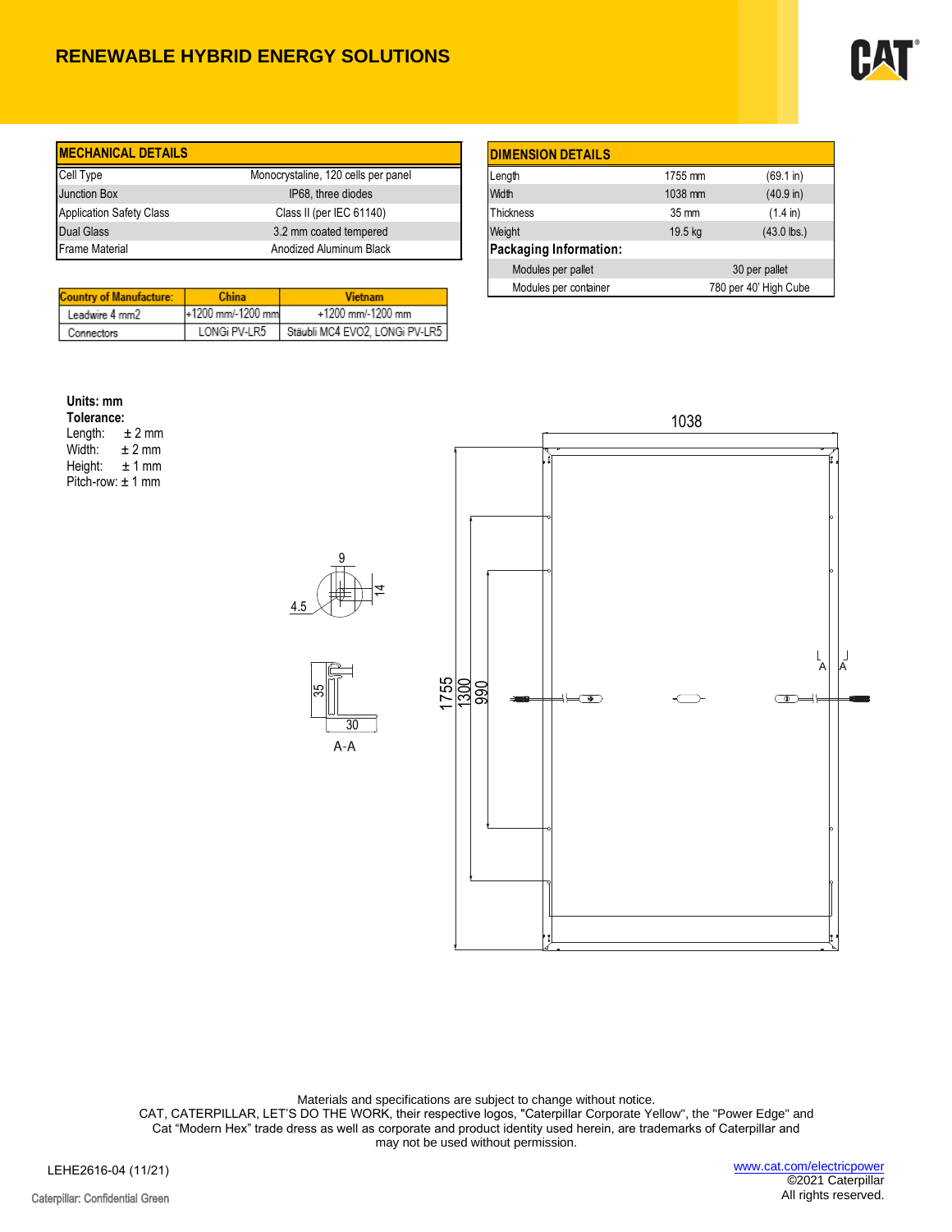# RENEWABLE HYBRID ENERGY SOLUTIONS

| MECHANICAL DETAILS | |
|---|---|
| Cell Type | Monocrystaline, 120 cells per panel |
| Junction Box | IP68, three diodes |
| Application Safety Class | Class II (per IEC 61140) |
| Dual Glass | 3.2 mm coated tempered |
| Frame Material | Anodized Aluminum Black |

| DIMENSION DETAILS | | |
|---|---|---|
| Length | 1755 mm | (69.1 in) |
| Width | 1038 mm | (40.9 in) |
| Thickness | 35 mm | (1.4 in) |
| Weight | 19.5 kg | (43.0 lbs.) |
| **Packaging Information:** | | |
| Modules per pallet | | 30 per pallet |
| Modules per container | | 780 per 40' High Cube |

| Country of Manufacture: | China | Vietnam |
|---|---|---|
| Leadwire 4 mm2 | +1200 mm/-1200 mm | +1200 mm/-1200 mm |
| Connectors | LONGi PV-LR5 | Stäubli MC4 EVO2, LONGi PV-LR5 |

**Units: mm**
**Tolerance:**
Length: ± 2 mm
Width: ± 2 mm
Height: ± 1 mm
Pitch-row: ± 1 mm

1038
1755
1300
990
9
4.5
14
35
30
A-A
A A

Materials and specifications are subject to change without notice.
CAT, CATERPILLAR, LET'S DO THE WORK, their respective logos, "Caterpillar Corporate Yellow", the "Power Edge" and Cat "Modern Hex" trade dress as well as corporate and product identity used herein, are trademarks of Caterpillar and may not be used without permission.

LEHE2616-04 (11/21)

www.cat.com/electricpower
©2021 Caterpillar
All rights reserved.

Caterpillar: Confidential Green